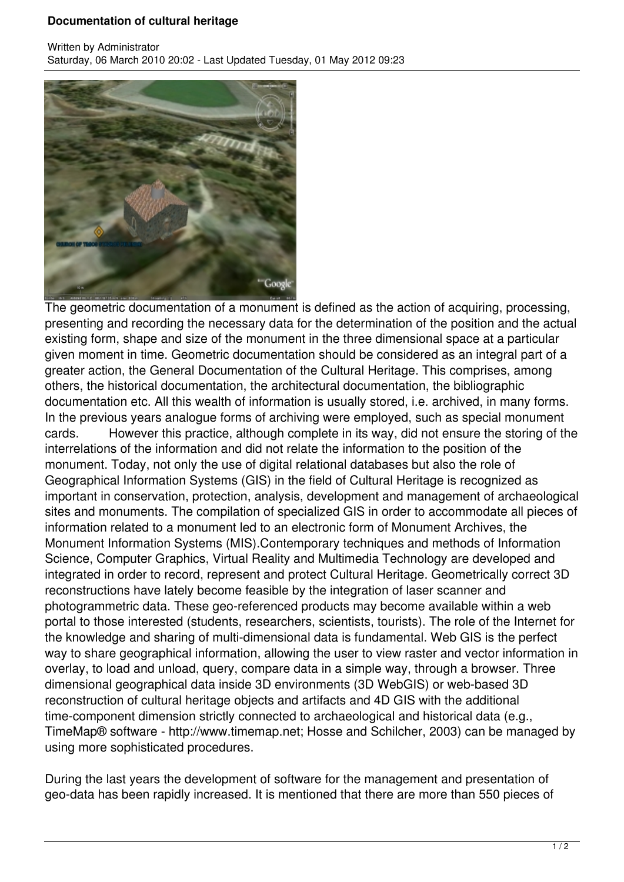# Documentation of cultural heritage

Written by Administrator
Saturday, 06 March 2010 20:02 - Last Updated Tuesday, 01 May 2012 09:23

The geometric documentation of a monument is defined as the action of acquiring, processing, presenting and recording the necessary data for the determination of the position and the actual existing form, shape and size of the monument in the three dimensional space at a particular given moment in time. Geometric documentation should be considered as an integral part of a greater action, the General Documentation of the Cultural Heritage. This comprises, among others, the historical documentation, the architectural documentation, the bibliographic documentation etc. All this wealth of information is usually stored, i.e. archived, in many forms. In the previous years analogue forms of archiving were employed, such as special monument cards. However this practice, although complete in its way, did not ensure the storing of the interrelations of the information and did not relate the information to the position of the monument. Today, not only the use of digital relational databases but also the role of Geographical Information Systems (GIS) in the field of Cultural Heritage is recognized as important in conservation, protection, analysis, development and management of archaeological sites and monuments. The compilation of specialized GIS in order to accommodate all pieces of information related to a monument led to an electronic form of Monument Archives, the Monument Information Systems (MIS).Contemporary techniques and methods of Information Science, Computer Graphics, Virtual Reality and Multimedia Technology are developed and integrated in order to record, represent and protect Cultural Heritage. Geometrically correct 3D reconstructions have lately become feasible by the integration of laser scanner and photogrammetric data. These geo-referenced products may become available within a web portal to those interested (students, researchers, scientists, tourists). The role of the Internet for the knowledge and sharing of multi-dimensional data is fundamental. Web GIS is the perfect way to share geographical information, allowing the user to view raster and vector information in overlay, to load and unload, query, compare data in a simple way, through a browser. Three dimensional geographical data inside 3D environments (3D WebGIS) or web-based 3D reconstruction of cultural heritage objects and artifacts and 4D GIS with the additional time-component dimension strictly connected to archaeological and historical data (e.g., TimeMap® software - http://www.timemap.net; Hosse and Schilcher, 2003) can be managed by using more sophisticated procedures.

During the last years the development of software for the management and presentation of geo-data has been rapidly increased. It is mentioned that there are more than 550 pieces of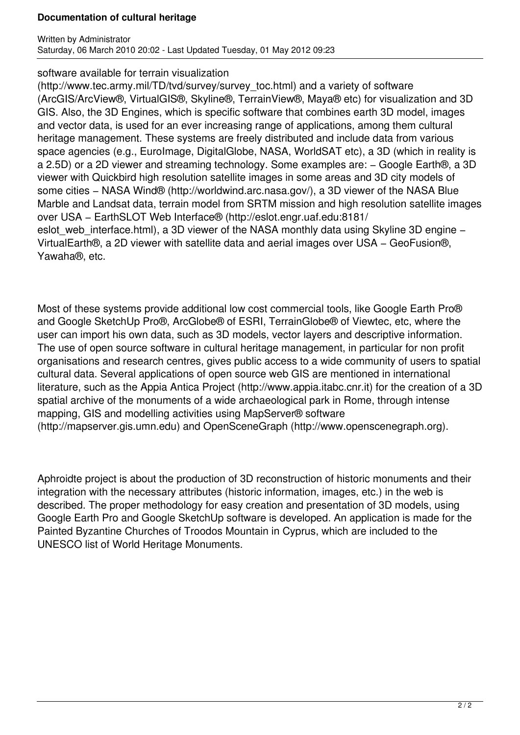software available for terrain visualization (http://www.tec.army.mil/TD/tvd/survey/survey_toc.html) and a variety of software (ArcGIS/ArcView®, VirtualGIS®, Skyline®, TerrainView®, Maya® etc) for visualization and 3D GIS. Also, the 3D Engines, which is specific software that combines earth 3D model, images and vector data, is used for an ever increasing range of applications, among them cultural heritage management. These systems are freely distributed and include data from various space agencies (e.g., EuroImage, DigitalGlobe, NASA, WorldSAT etc), a 3D (which in reality is a 2.5D) or a 2D viewer and streaming technology. Some examples are: – Google Earth®, a 3D viewer with Quickbird high resolution satellite images in some areas and 3D city models of some cities – NASA Wind® (http://worldwind.arc.nasa.gov/), a 3D viewer of the NASA Blue Marble and Landsat data, terrain model from SRTM mission and high resolution satellite images over USA – EarthSLOT Web Interface® (http://eslot.engr.uaf.edu:8181/eslot_web_interface.html), a 3D viewer of the NASA monthly data using Skyline 3D engine – VirtualEarth®, a 2D viewer with satellite data and aerial images over USA – GeoFusion®, Yawaha®, etc.

Most of these systems provide additional low cost commercial tools, like Google Earth Pro® and Google SketchUp Pro®, ArcGlobe® of ESRI, TerrainGlobe® of Viewtec, etc, where the user can import his own data, such as 3D models, vector layers and descriptive information. The use of open source software in cultural heritage management, in particular for non profit organisations and research centres, gives public access to a wide community of users to spatial cultural data. Several applications of open source web GIS are mentioned in international literature, such as the Appia Antica Project (http://www.appia.itabc.cnr.it) for the creation of a 3D spatial archive of the monuments of a wide archaeological park in Rome, through intense mapping, GIS and modelling activities using MapServer® software (http://mapserver.gis.umn.edu) and OpenSceneGraph (http://www.openscenegraph.org).

Aphroidte project is about the production of 3D reconstruction of historic monuments and their integration with the necessary attributes (historic information, images, etc.) in the web is described. The proper methodology for easy creation and presentation of 3D models, using Google Earth Pro and Google SketchUp software is developed. An application is made for the Painted Byzantine Churches of Troodos Mountain in Cyprus, which are included to the UNESCO list of World Heritage Monuments.